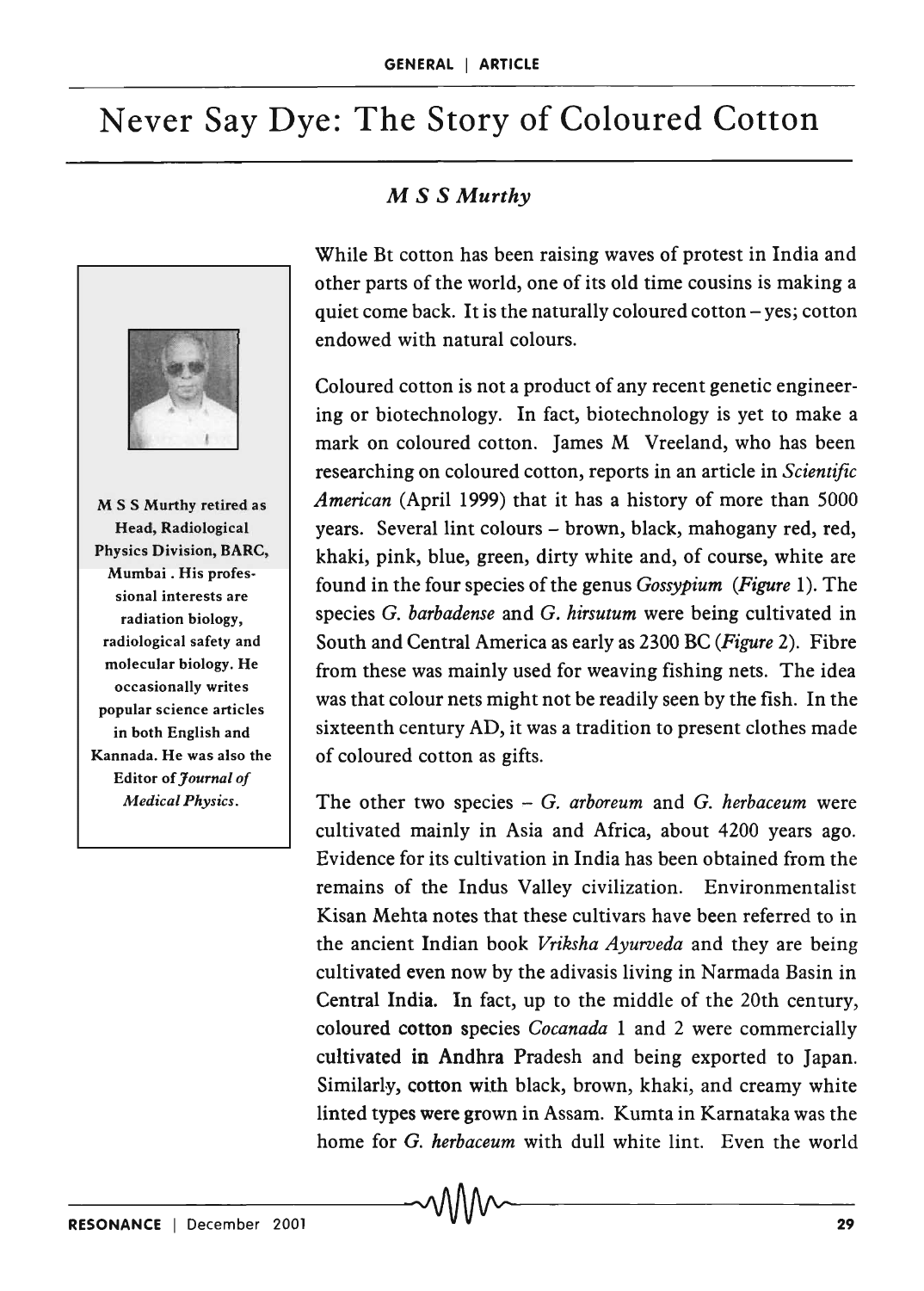# Never Say Dye: The Story of Coloured Cotton

*M S S Murthy*

M S S Murthy retired as Head, Radiological Physics Division, BARC, Mumbai. His professional interests are radiation biology, radiological safety and molecular biology. He occasionally writes popular science articles in both English and Kannada. He was also the Editor of *Journal of Medical Physics*.

While Bt cotton has been raising waves of protest in India and other parts of the world, one of its old time cousins is making a quiet come back. It is the naturally coloured cotton – yes; cotton endowed with natural colours.

Coloured cotton is not a product of any recent genetic engineering or biotechnology. In fact, biotechnology is yet to make a mark on coloured cotton. James M Vreeland, who has been researching on coloured cotton, reports in an article in *Scientific American* (April 1999) that it has a history of more than 5000 years. Several lint colours – brown, black, mahogany red, red, khaki, pink, blue, green, dirty white and, of course, white are found in the four species of the genus *Gossypium* (*Figure* 1). The species *G. barbadense* and *G. hirsutum* were being cultivated in South and Central America as early as 2300 BC (*Figure* 2). Fibre from these was mainly used for weaving fishing nets. The idea was that colour nets might not be readily seen by the fish. In the sixteenth century AD, it was a tradition to present clothes made of coloured cotton as gifts.

The other two species – *G. arboreum* and *G. herbaceum* were cultivated mainly in Asia and Africa, about 4200 years ago. Evidence for its cultivation in India has been obtained from the remains of the Indus Valley civilization. Environmentalist Kisan Mehta notes that these cultivars have been referred to in the ancient Indian book *Vriksha Ayurveda* and they are being cultivated even now by the adivasis living in Narmada Basin in Central India. In fact, up to the middle of the 20th century, coloured cotton species *Cocanada* 1 and 2 were commercially cultivated in Andhra Pradesh and being exported to Japan. Similarly, cotton with black, brown, khaki, and creamy white linted types were grown in Assam. Kumta in Karnataka was the home for *G. herbaceum* with dull white lint. Even the world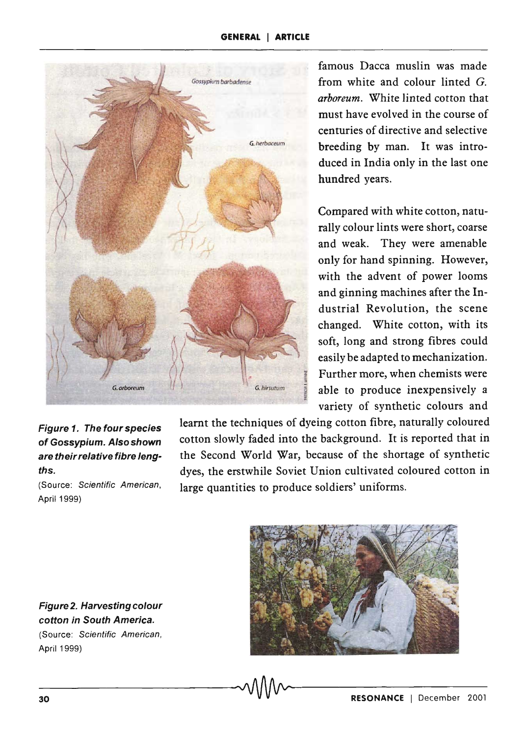famous Dacca muslin was made from white and colour linted *G. arboreum*. White linted cotton that must have evolved in the course of centuries of directive and selective breeding by man. It was introduced in India only in the last one hundred years.

Compared with white cotton, naturally colour lints were short, coarse and weak. They were amenable only for hand spinning. However, with the advent of power looms and ginning machines after the Industrial Revolution, the scene changed. White cotton, with its soft, long and strong fibres could easily be adapted to mechanization. Further more, when chemists were able to produce inexpensively a variety of synthetic colours and learnt the techniques of dyeing cotton fibre, naturally coloured cotton slowly faded into the background. It is reported that in the Second World War, because of the shortage of synthetic dyes, the erstwhile Soviet Union cultivated coloured cotton in large quantities to produce soldiers' uniforms.

***Figure 1. The four species of Gossypium. Also shown are their relative fibre lengths.***
(Source: *Scientific American*, April 1999)

***Figure 2. Harvesting colour cotton in South America.***
(Source: *Scientific American*, April 1999)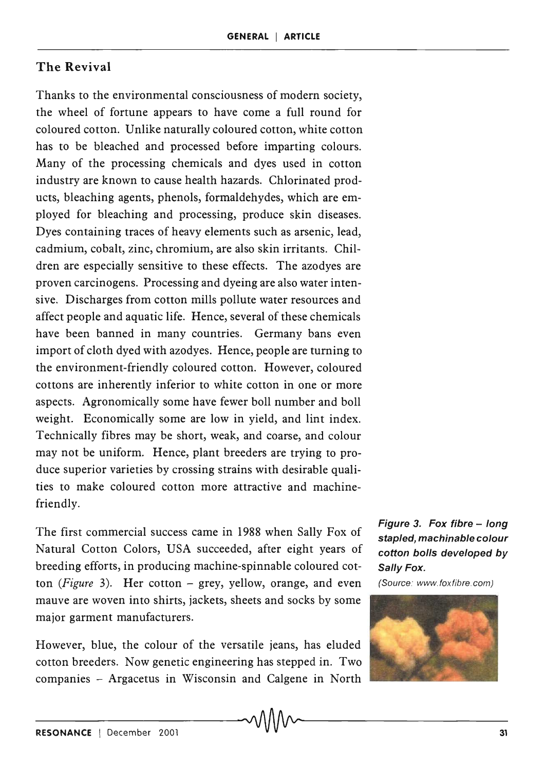## The Revival

Thanks to the environmental consciousness of modern society, the wheel of fortune appears to have come a full round for coloured cotton. Unlike naturally coloured cotton, white cotton has to be bleached and processed before imparting colours. Many of the processing chemicals and dyes used in cotton industry are known to cause health hazards. Chlorinated products, bleaching agents, phenols, formaldehydes, which are employed for bleaching and processing, produce skin diseases. Dyes containing traces of heavy elements such as arsenic, lead, cadmium, cobalt, zinc, chromium, are also skin irritants. Children are especially sensitive to these effects. The azodyes are proven carcinogens. Processing and dyeing are also water intensive. Discharges from cotton mills pollute water resources and affect people and aquatic life. Hence, several of these chemicals have been banned in many countries. Germany bans even import of cloth dyed with azodyes. Hence, people are turning to the environment-friendly coloured cotton. However, coloured cottons are inherently inferior to white cotton in one or more aspects. Agronomically some have fewer boll number and boll weight. Economically some are low in yield, and lint index. Technically fibres may be short, weak, and coarse, and colour may not be uniform. Hence, plant breeders are trying to produce superior varieties by crossing strains with desirable qualities to make coloured cotton more attractive and machine-friendly.

The first commercial success came in 1988 when Sally Fox of Natural Cotton Colors, USA succeeded, after eight years of breeding efforts, in producing machine-spinnable coloured cotton (*Figure* 3). Her cotton – grey, yellow, orange, and even mauve are woven into shirts, jackets, sheets and socks by some major garment manufacturers.

**Figure 3. Fox fibre – long stapled, machinable colour cotton bolls developed by Sally Fox.**
(Source: www.foxfibre.com)

However, blue, the colour of the versatile jeans, has eluded cotton breeders. Now genetic engineering has stepped in. Two companies – Argacetus in Wisconsin and Calgene in North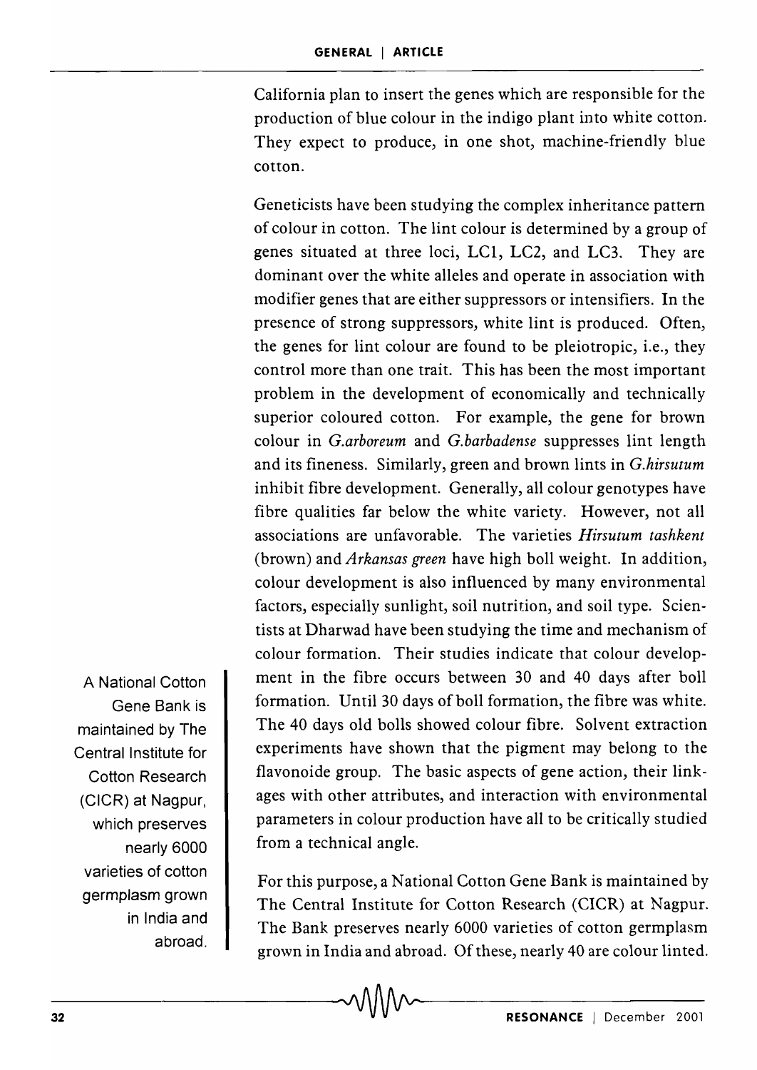California plan to insert the genes which are responsible for the production of blue colour in the indigo plant into white cotton. They expect to produce, in one shot, machine-friendly blue cotton.

Geneticists have been studying the complex inheritance pattern of colour in cotton. The lint colour is determined by a group of genes situated at three loci, LC1, LC2, and LC3. They are dominant over the white alleles and operate in association with modifier genes that are either suppressors or intensifiers. In the presence of strong suppressors, white lint is produced. Often, the genes for lint colour are found to be pleiotropic, i.e., they control more than one trait. This has been the most important problem in the development of economically and technically superior coloured cotton. For example, the gene for brown colour in *G.arboreum* and *G.barbadense* suppresses lint length and its fineness. Similarly, green and brown lints in *G.hirsutum* inhibit fibre development. Generally, all colour genotypes have fibre qualities far below the white variety. However, not all associations are unfavorable. The varieties *Hirsutum tashkent* (brown) and *Arkansas green* have high boll weight. In addition, colour development is also influenced by many environmental factors, especially sunlight, soil nutrition, and soil type. Scientists at Dharwad have been studying the time and mechanism of colour formation. Their studies indicate that colour development in the fibre occurs between 30 and 40 days after boll formation. Until 30 days of boll formation, the fibre was white. The 40 days old bolls showed colour fibre. Solvent extraction experiments have shown that the pigment may belong to the flavonoide group. The basic aspects of gene action, their linkages with other attributes, and interaction with environmental parameters in colour production have all to be critically studied from a technical angle.

A National Cotton Gene Bank is maintained by The Central Institute for Cotton Research (CICR) at Nagpur, which preserves nearly 6000 varieties of cotton germplasm grown in India and abroad.

For this purpose, a National Cotton Gene Bank is maintained by The Central Institute for Cotton Research (CICR) at Nagpur. The Bank preserves nearly 6000 varieties of cotton germplasm grown in India and abroad. Of these, nearly 40 are colour linted.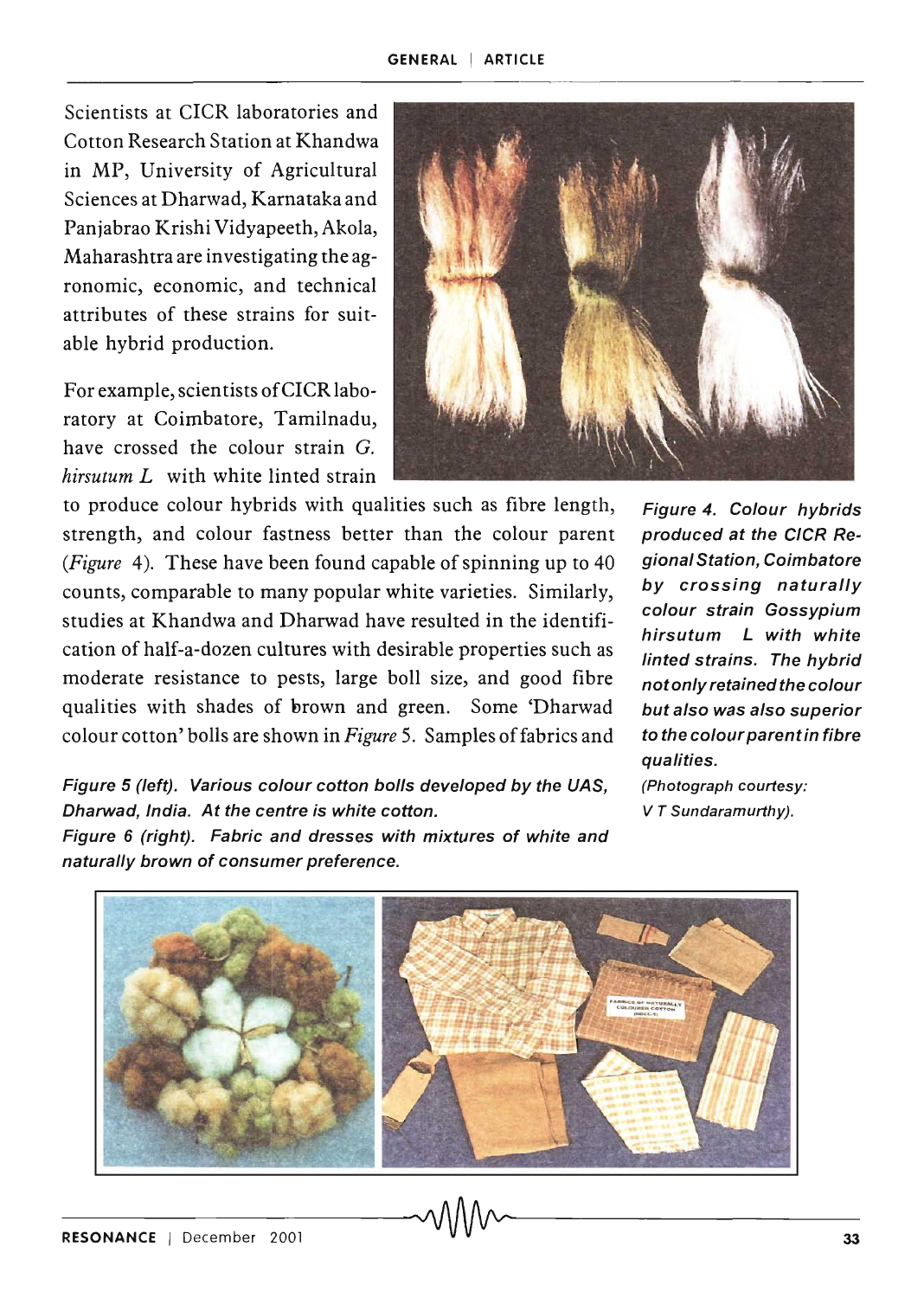Scientists at CICR laboratories and Cotton Research Station at Khandwa in MP, University of Agricultural Sciences at Dharwad, Karnataka and Panjabrao Krishi Vidyapeeth, Akola, Maharashtra are investigating the agronomic, economic, and technical attributes of these strains for suitable hybrid production.

For example, scientists of CICR laboratory at Coimbatore, Tamilnadu, have crossed the colour strain *G. hirsutum L* with white linted strain to produce colour hybrids with qualities such as fibre length, strength, and colour fastness better than the colour parent (*Figure* 4). These have been found capable of spinning up to 40 counts, comparable to many popular white varieties. Similarly, studies at Khandwa and Dharwad have resulted in the identification of half-a-dozen cultures with desirable properties such as moderate resistance to pests, large boll size, and good fibre qualities with shades of brown and green. Some 'Dharwad colour cotton' bolls are shown in *Figure* 5. Samples of fabrics and

*Figure 4. Colour hybrids produced at the CICR Regional Station, Coimbatore by crossing naturally colour strain Gossypium hirsutum L with white linted strains. The hybrid not only retained the colour but also was also superior to the colour parent in fibre qualities.*

*(Photograph courtesy: V T Sundaramurthy).*

*Figure 5 (left). Various colour cotton bolls developed by the UAS, Dharwad, India. At the centre is white cotton.*

*Figure 6 (right). Fabric and dresses with mixtures of white and naturally brown of consumer preference.*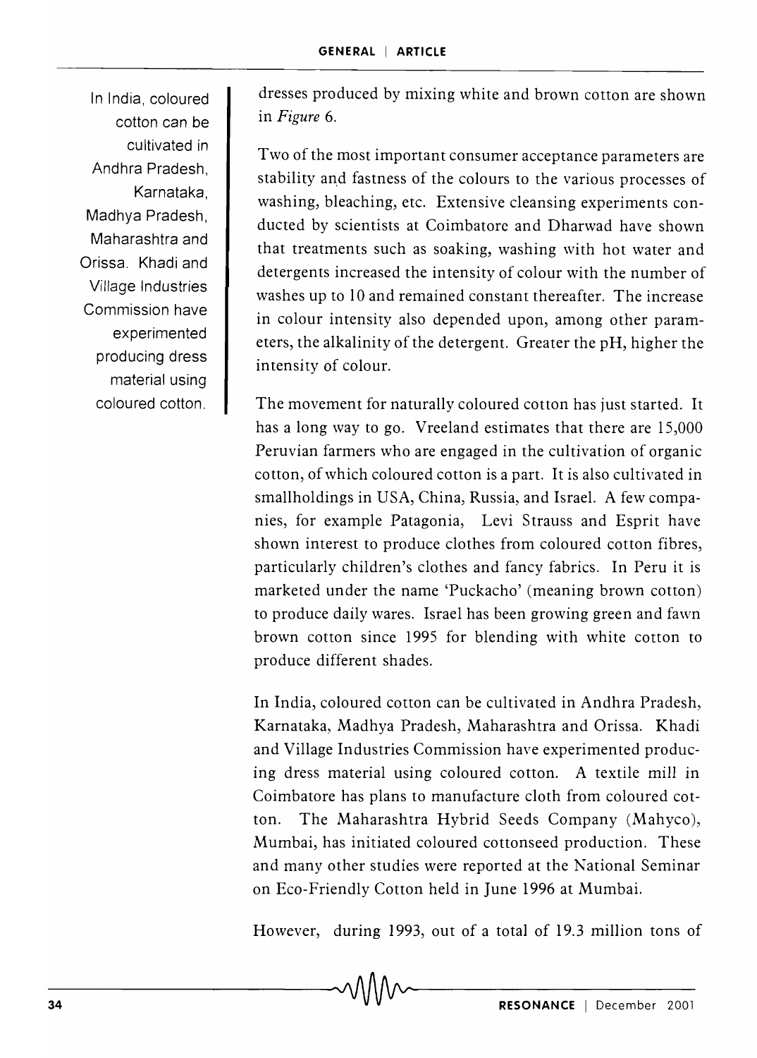dresses produced by mixing white and brown cotton are shown in *Figure* 6.

Two of the most important consumer acceptance parameters are stability and fastness of the colours to the various processes of washing, bleaching, etc. Extensive cleansing experiments conducted by scientists at Coimbatore and Dharwad have shown that treatments such as soaking, washing with hot water and detergents increased the intensity of colour with the number of washes up to 10 and remained constant thereafter. The increase in colour intensity also depended upon, among other parameters, the alkalinity of the detergent. Greater the pH, higher the intensity of colour.

The movement for naturally coloured cotton has just started. It has a long way to go. Vreeland estimates that there are 15,000 Peruvian farmers who are engaged in the cultivation of organic cotton, of which coloured cotton is a part. It is also cultivated in smallholdings in USA, China, Russia, and Israel. A few companies, for example Patagonia, Levi Strauss and Esprit have shown interest to produce clothes from coloured cotton fibres, particularly children's clothes and fancy fabrics. In Peru it is marketed under the name 'Puckacho' (meaning brown cotton) to produce daily wares. Israel has been growing green and fawn brown cotton since 1995 for blending with white cotton to produce different shades.

In India, coloured cotton can be cultivated in Andhra Pradesh, Karnataka, Madhya Pradesh, Maharashtra and Orissa. Khadi and Village Industries Commission have experimented producing dress material using coloured cotton. A textile mill in Coimbatore has plans to manufacture cloth from coloured cotton. The Maharashtra Hybrid Seeds Company (Mahyco), Mumbai, has initiated coloured cottonseed production. These and many other studies were reported at the National Seminar on Eco-Friendly Cotton held in June 1996 at Mumbai.

However, during 1993, out of a total of 19.3 million tons of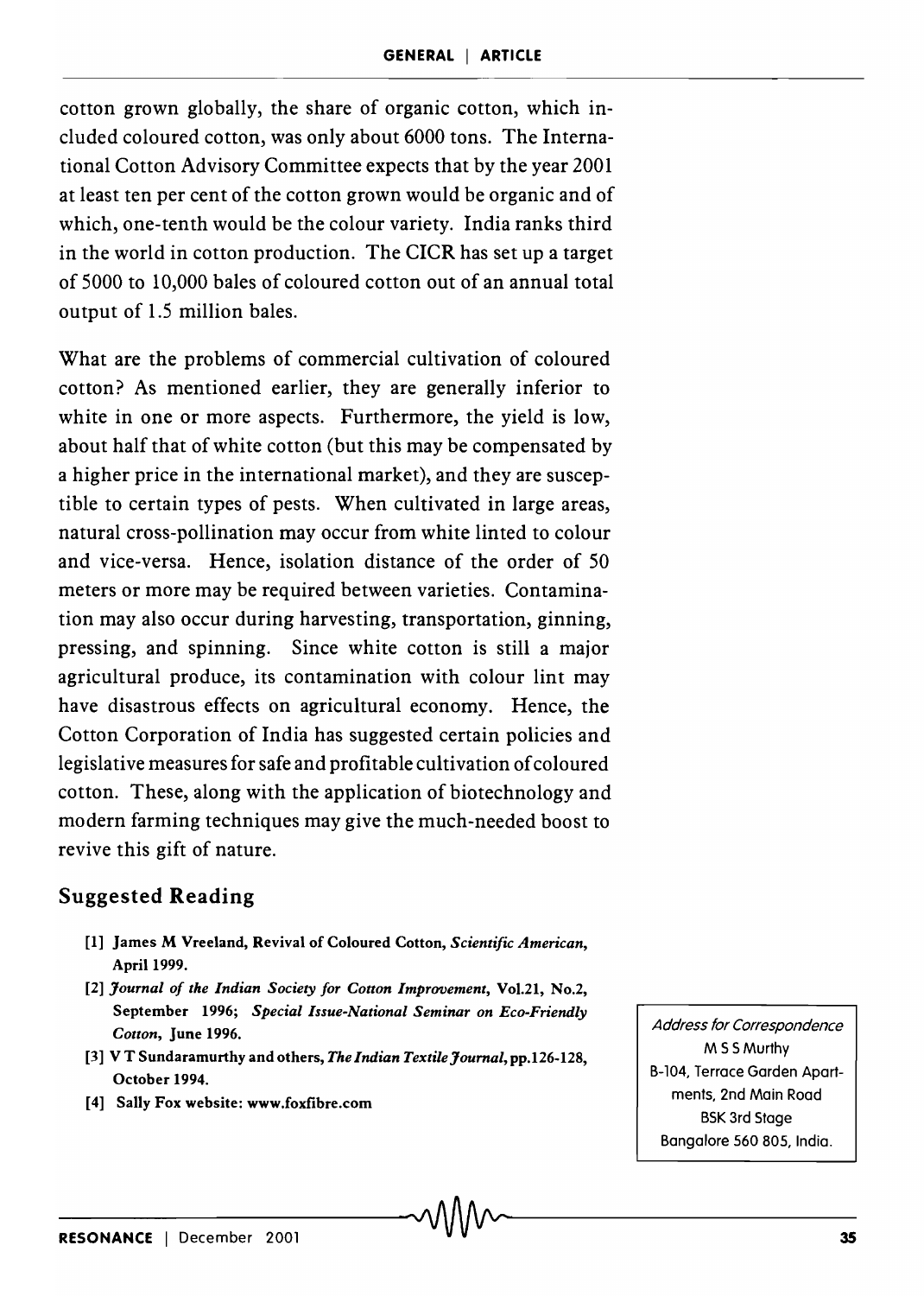cotton grown globally, the share of organic cotton, which included coloured cotton, was only about 6000 tons. The International Cotton Advisory Committee expects that by the year 2001 at least ten per cent of the cotton grown would be organic and of which, one-tenth would be the colour variety. India ranks third in the world in cotton production. The CICR has set up a target of 5000 to 10,000 bales of coloured cotton out of an annual total output of 1.5 million bales.

What are the problems of commercial cultivation of coloured cotton? As mentioned earlier, they are generally inferior to white in one or more aspects. Furthermore, the yield is low, about half that of white cotton (but this may be compensated by a higher price in the international market), and they are susceptible to certain types of pests. When cultivated in large areas, natural cross-pollination may occur from white linted to colour and vice-versa. Hence, isolation distance of the order of 50 meters or more may be required between varieties. Contamination may also occur during harvesting, transportation, ginning, pressing, and spinning. Since white cotton is still a major agricultural produce, its contamination with colour lint may have disastrous effects on agricultural economy. Hence, the Cotton Corporation of India has suggested certain policies and legislative measures for safe and profitable cultivation of coloured cotton. These, along with the application of biotechnology and modern farming techniques may give the much-needed boost to revive this gift of nature.

## Suggested Reading

[1] James M Vreeland, Revival of Coloured Cotton, *Scientific American*, April 1999.

[2] *Journal of the Indian Society for Cotton Improvement*, Vol.21, No.2, September 1996; *Special Issue-National Seminar on Eco-Friendly Cotton*, June 1996.

[3] V T Sundaramurthy and others, *The Indian Textile Journal*, pp.126-128, October 1994.

[4] Sally Fox website: www.foxfibre.com

*Address for Correspondence*
M S S Murthy
B-104, Terrace Garden Apartments, 2nd Main Road
BSK 3rd Stage
Bangalore 560 805, India.